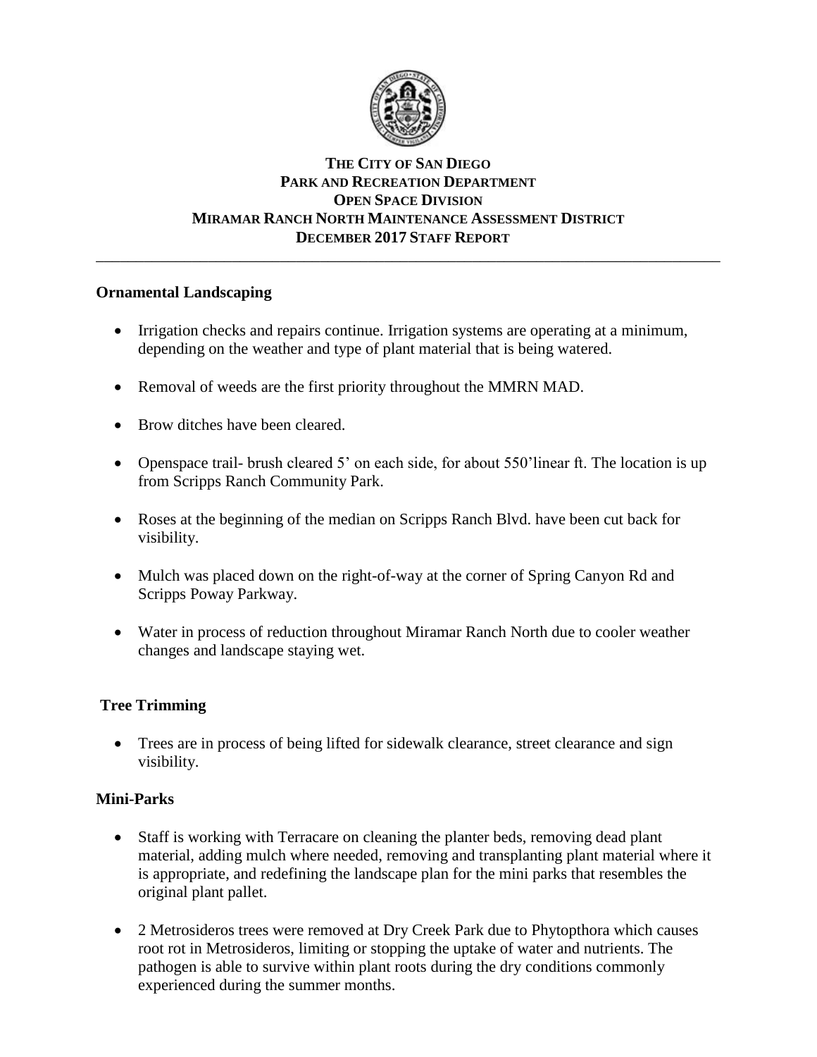# THE CITY OF SAN DIEGO
# PARK AND RECREATION DEPARTMENT
# OPEN SPACE DIVISION
# MIRAMAR RANCH NORTH MAINTENANCE ASSESSMENT DISTRICT
# DECEMBER 2017 STAFF REPORT

---

**Ornamental Landscaping**

- Irrigation checks and repairs continue. Irrigation systems are operating at a minimum, depending on the weather and type of plant material that is being watered.
- Removal of weeds are the first priority throughout the MMRN MAD.
- Brow ditches have been cleared.
- Openspace trail- brush cleared 5' on each side, for about 550'linear ft. The location is up from Scripps Ranch Community Park.
- Roses at the beginning of the median on Scripps Ranch Blvd. have been cut back for visibility.
- Mulch was placed down on the right-of-way at the corner of Spring Canyon Rd and Scripps Poway Parkway.
- Water in process of reduction throughout Miramar Ranch North due to cooler weather changes and landscape staying wet.

**Tree Trimming**

- Trees are in process of being lifted for sidewalk clearance, street clearance and sign visibility.

**Mini-Parks**

- Staff is working with Terracare on cleaning the planter beds, removing dead plant material, adding mulch where needed, removing and transplanting plant material where it is appropriate, and redefining the landscape plan for the mini parks that resembles the original plant pallet.
- 2 Metrosideros trees were removed at Dry Creek Park due to Phytopthora which causes root rot in Metrosideros, limiting or stopping the uptake of water and nutrients. The pathogen is able to survive within plant roots during the dry conditions commonly experienced during the summer months.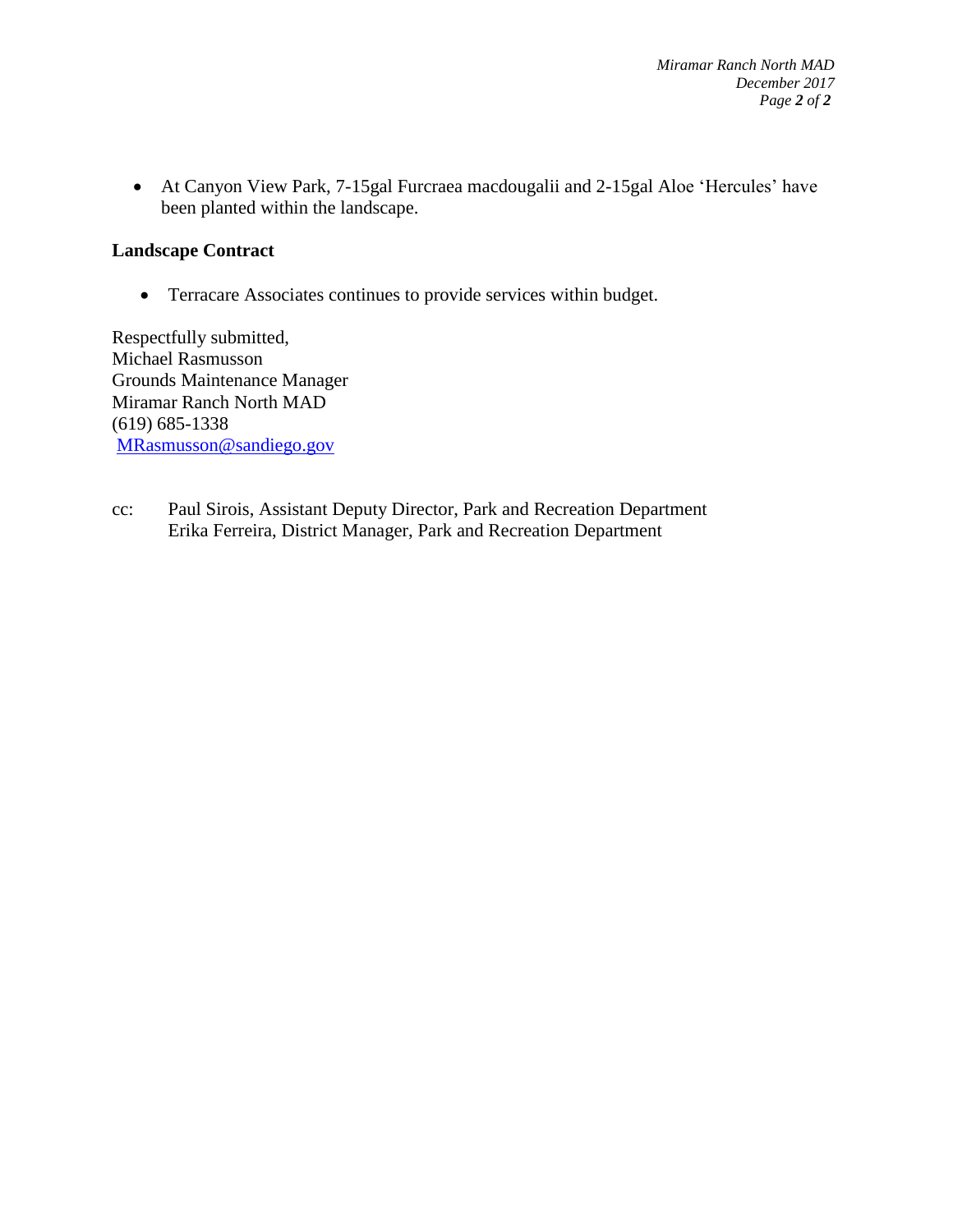- At Canyon View Park, 7-15gal Furcraea macdougalii and 2-15gal Aloe 'Hercules' have been planted within the landscape.

**Landscape Contract**

- Terracare Associates continues to provide services within budget.

Respectfully submitted,
Michael Rasmusson
Grounds Maintenance Manager
Miramar Ranch North MAD
(619) 685-1338
MRasmusson@sandiego.gov

cc: Paul Sirois, Assistant Deputy Director, Park and Recreation Department
Erika Ferreira, District Manager, Park and Recreation Department